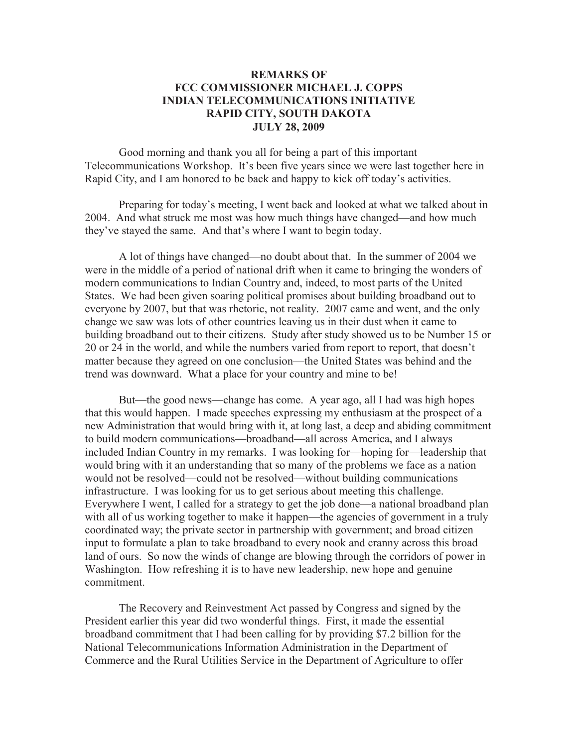# REMARKS OF FCC COMMISSIONER MICHAEL J. COPPS INDIAN TELECOMMUNICATIONS INITIATIVE RAPID CITY, SOUTH DAKOTA JULY 28, 2009

Good morning and thank you all for being a part of this important Telecommunications Workshop. It's been five years since we were last together here in Rapid City, and I am honored to be back and happy to kick off today's activities.

Preparing for today's meeting, I went back and looked at what we talked about in 2004. And what struck me most was how much things have changed—and how much they've stayed the same. And that's where I want to begin today.

A lot of things have changed—no doubt about that. In the summer of 2004 we were in the middle of a period of national drift when it came to bringing the wonders of modern communications to Indian Country and, indeed, to most parts of the United States. We had been given soaring political promises about building broadband out to everyone by 2007, but that was rhetoric, not reality. 2007 came and went, and the only change we saw was lots of other countries leaving us in their dust when it came to building broadband out to their citizens. Study after study showed us to be Number 15 or 20 or 24 in the world, and while the numbers varied from report to report, that doesn't matter because they agreed on one conclusion—the United States was behind and the trend was downward. What a place for your country and mine to be!

But—the good news—change has come. A year ago, all I had was high hopes that this would happen. I made speeches expressing my enthusiasm at the prospect of a new Administration that would bring with it, at long last, a deep and abiding commitment to build modern communications—broadband—all across America, and I always included Indian Country in my remarks. I was looking for—hoping for—leadership that would bring with it an understanding that so many of the problems we face as a nation would not be resolved—could not be resolved—without building communications infrastructure. I was looking for us to get serious about meeting this challenge. Everywhere I went, I called for a strategy to get the job done—a national broadband plan with all of us working together to make it happen—the agencies of government in a truly coordinated way; the private sector in partnership with government; and broad citizen input to formulate a plan to take broadband to every nook and cranny across this broad land of ours. So now the winds of change are blowing through the corridors of power in Washington. How refreshing it is to have new leadership, new hope and genuine commitment.

The Recovery and Reinvestment Act passed by Congress and signed by the President earlier this year did two wonderful things. First, it made the essential broadband commitment that I had been calling for by providing $7.2 billion for the National Telecommunications Information Administration in the Department of Commerce and the Rural Utilities Service in the Department of Agriculture to offer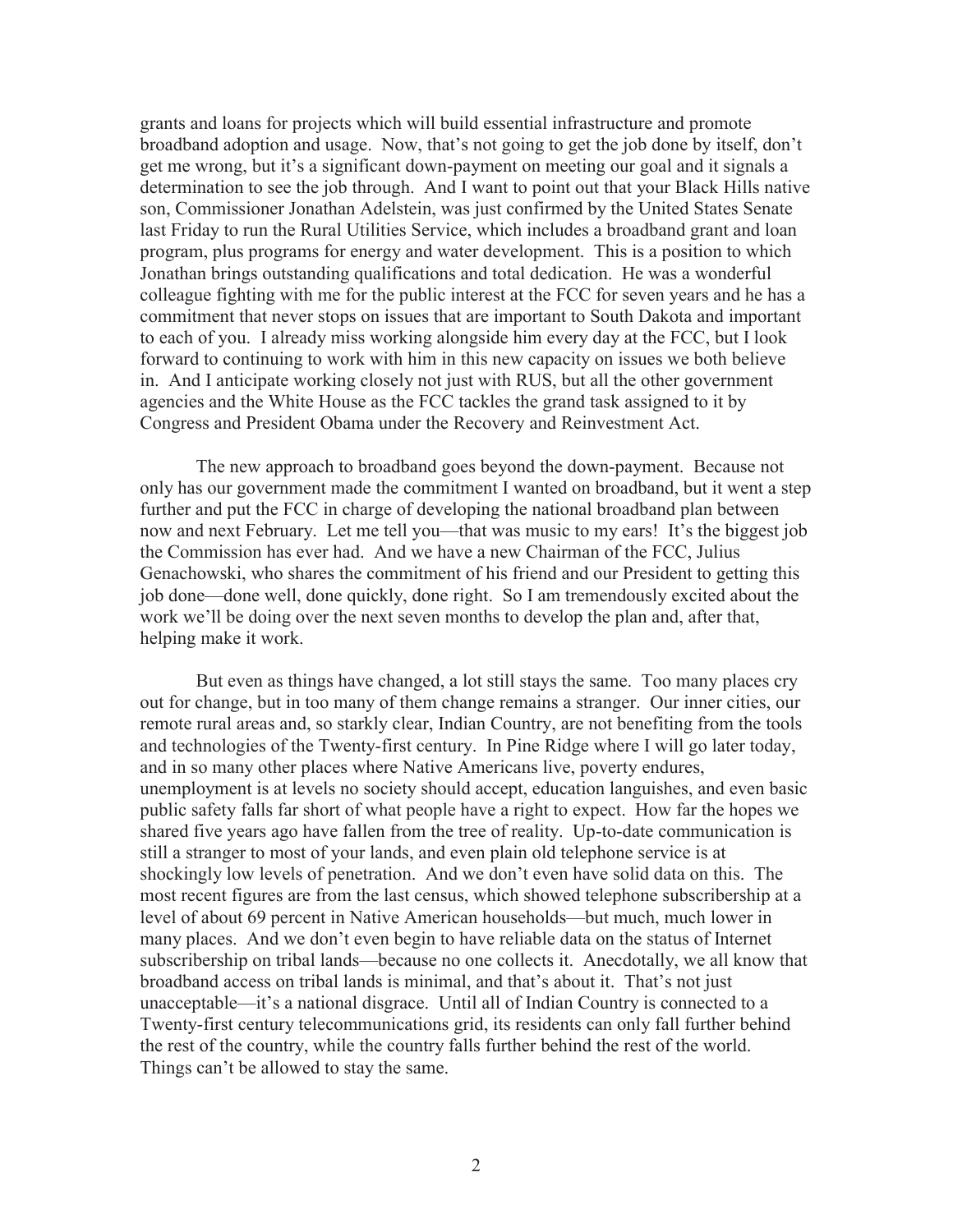grants and loans for projects which will build essential infrastructure and promote broadband adoption and usage. Now, that's not going to get the job done by itself, don't get me wrong, but it's a significant down-payment on meeting our goal and it signals a determination to see the job through. And I want to point out that your Black Hills native son, Commissioner Jonathan Adelstein, was just confirmed by the United States Senate last Friday to run the Rural Utilities Service, which includes a broadband grant and loan program, plus programs for energy and water development. This is a position to which Jonathan brings outstanding qualifications and total dedication. He was a wonderful colleague fighting with me for the public interest at the FCC for seven years and he has a commitment that never stops on issues that are important to South Dakota and important to each of you. I already miss working alongside him every day at the FCC, but I look forward to continuing to work with him in this new capacity on issues we both believe in. And I anticipate working closely not just with RUS, but all the other government agencies and the White House as the FCC tackles the grand task assigned to it by Congress and President Obama under the Recovery and Reinvestment Act.

The new approach to broadband goes beyond the down-payment. Because not only has our government made the commitment I wanted on broadband, but it went a step further and put the FCC in charge of developing the national broadband plan between now and next February. Let me tell you—that was music to my ears! It's the biggest job the Commission has ever had. And we have a new Chairman of the FCC, Julius Genachowski, who shares the commitment of his friend and our President to getting this job done—done well, done quickly, done right. So I am tremendously excited about the work we'll be doing over the next seven months to develop the plan and, after that, helping make it work.

But even as things have changed, a lot still stays the same. Too many places cry out for change, but in too many of them change remains a stranger. Our inner cities, our remote rural areas and, so starkly clear, Indian Country, are not benefiting from the tools and technologies of the Twenty-first century. In Pine Ridge where I will go later today, and in so many other places where Native Americans live, poverty endures, unemployment is at levels no society should accept, education languishes, and even basic public safety falls far short of what people have a right to expect. How far the hopes we shared five years ago have fallen from the tree of reality. Up-to-date communication is still a stranger to most of your lands, and even plain old telephone service is at shockingly low levels of penetration. And we don't even have solid data on this. The most recent figures are from the last census, which showed telephone subscribership at a level of about 69 percent in Native American households—but much, much lower in many places. And we don't even begin to have reliable data on the status of Internet subscribership on tribal lands—because no one collects it. Anecdotally, we all know that broadband access on tribal lands is minimal, and that's about it. That's not just unacceptable—it's a national disgrace. Until all of Indian Country is connected to a Twenty-first century telecommunications grid, its residents can only fall further behind the rest of the country, while the country falls further behind the rest of the world. Things can't be allowed to stay the same.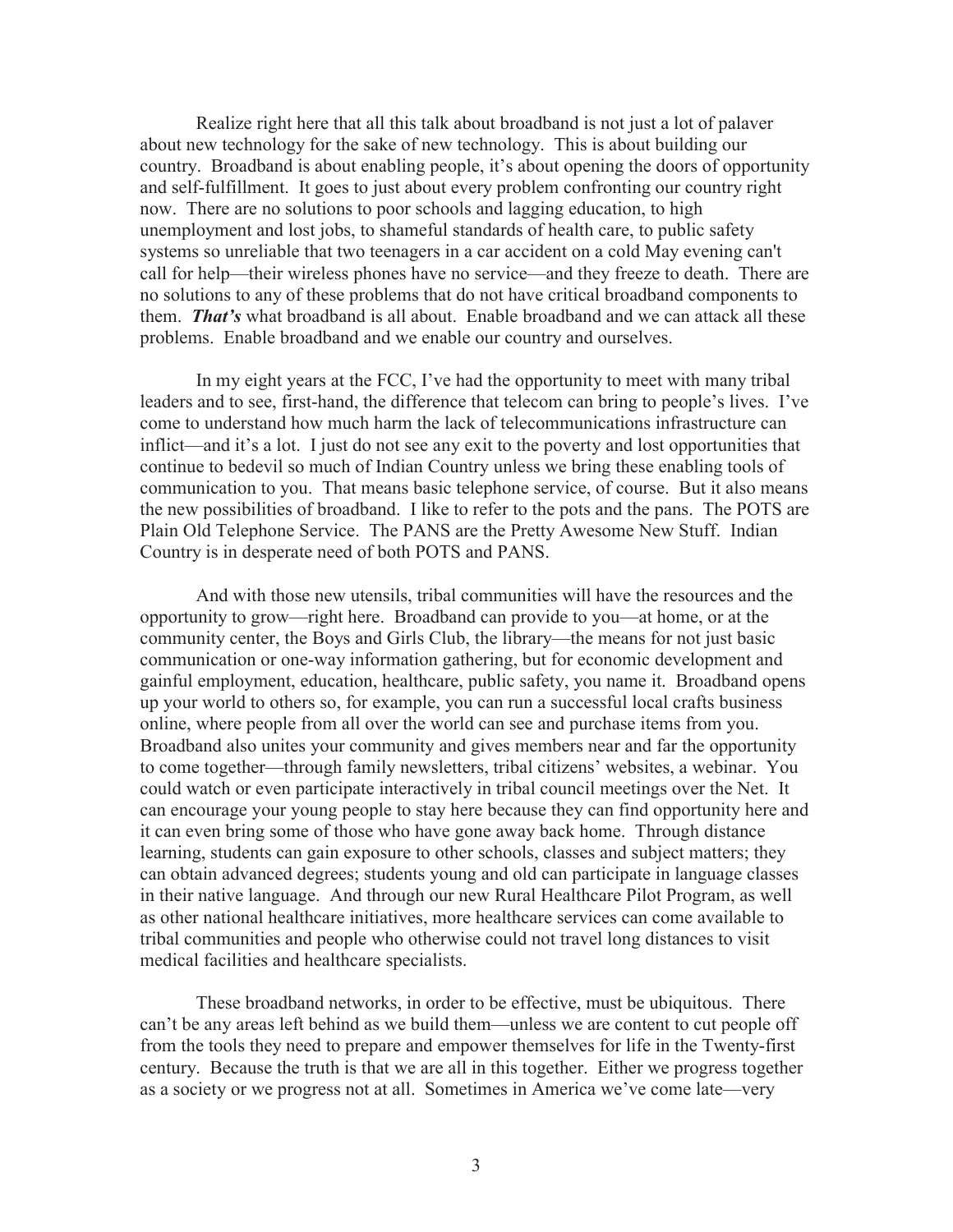Realize right here that all this talk about broadband is not just a lot of palaver about new technology for the sake of new technology. This is about building our country. Broadband is about enabling people, it's about opening the doors of opportunity and self-fulfillment. It goes to just about every problem confronting our country right now. There are no solutions to poor schools and lagging education, to high unemployment and lost jobs, to shameful standards of health care, to public safety systems so unreliable that two teenagers in a car accident on a cold May evening can't call for help—their wireless phones have no service—and they freeze to death. There are no solutions to any of these problems that do not have critical broadband components to them. ***That's*** what broadband is all about. Enable broadband and we can attack all these problems. Enable broadband and we enable our country and ourselves.

In my eight years at the FCC, I've had the opportunity to meet with many tribal leaders and to see, first-hand, the difference that telecom can bring to people's lives. I've come to understand how much harm the lack of telecommunications infrastructure can inflict—and it's a lot. I just do not see any exit to the poverty and lost opportunities that continue to bedevil so much of Indian Country unless we bring these enabling tools of communication to you. That means basic telephone service, of course. But it also means the new possibilities of broadband. I like to refer to the pots and the pans. The POTS are Plain Old Telephone Service. The PANS are the Pretty Awesome New Stuff. Indian Country is in desperate need of both POTS and PANS.

And with those new utensils, tribal communities will have the resources and the opportunity to grow—right here. Broadband can provide to you—at home, or at the community center, the Boys and Girls Club, the library—the means for not just basic communication or one-way information gathering, but for economic development and gainful employment, education, healthcare, public safety, you name it. Broadband opens up your world to others so, for example, you can run a successful local crafts business online, where people from all over the world can see and purchase items from you. Broadband also unites your community and gives members near and far the opportunity to come together—through family newsletters, tribal citizens' websites, a webinar. You could watch or even participate interactively in tribal council meetings over the Net. It can encourage your young people to stay here because they can find opportunity here and it can even bring some of those who have gone away back home. Through distance learning, students can gain exposure to other schools, classes and subject matters; they can obtain advanced degrees; students young and old can participate in language classes in their native language. And through our new Rural Healthcare Pilot Program, as well as other national healthcare initiatives, more healthcare services can come available to tribal communities and people who otherwise could not travel long distances to visit medical facilities and healthcare specialists.

These broadband networks, in order to be effective, must be ubiquitous. There can't be any areas left behind as we build them—unless we are content to cut people off from the tools they need to prepare and empower themselves for life in the Twenty-first century. Because the truth is that we are all in this together. Either we progress together as a society or we progress not at all. Sometimes in America we've come late—very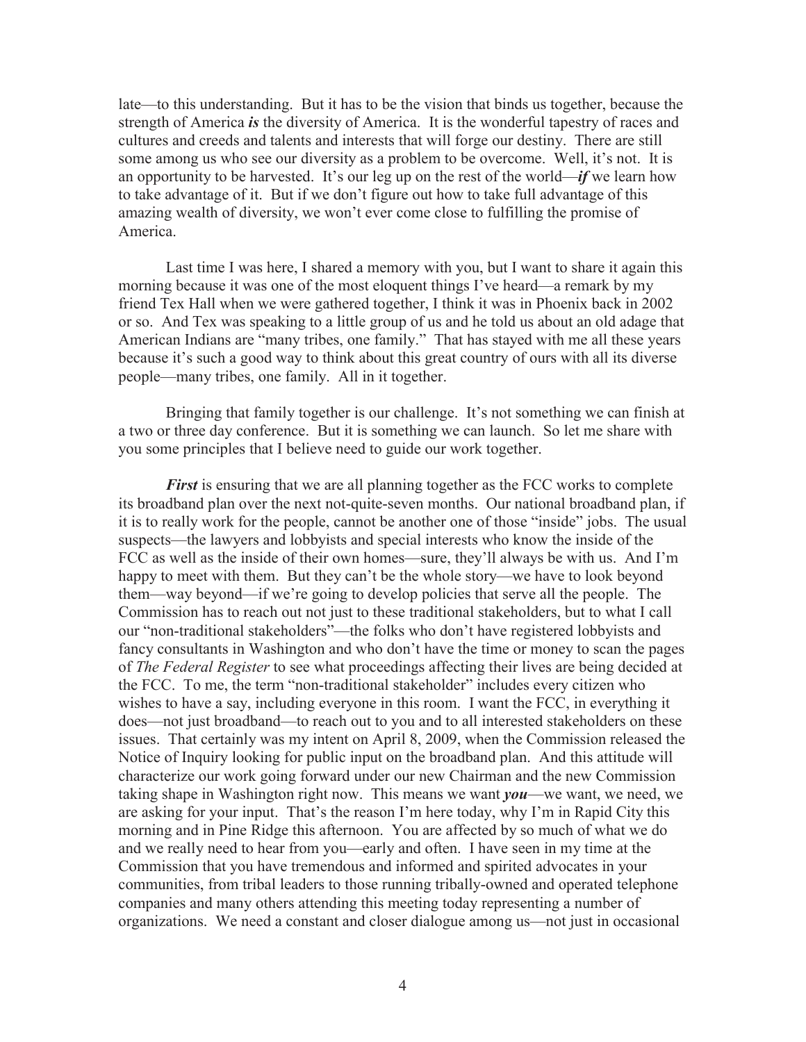late—to this understanding. But it has to be the vision that binds us together, because the strength of America ***is*** the diversity of America. It is the wonderful tapestry of races and cultures and creeds and talents and interests that will forge our destiny. There are still some among us who see our diversity as a problem to be overcome. Well, it's not. It is an opportunity to be harvested. It's our leg up on the rest of the world—***if*** we learn how to take advantage of it. But if we don't figure out how to take full advantage of this amazing wealth of diversity, we won't ever come close to fulfilling the promise of America.

Last time I was here, I shared a memory with you, but I want to share it again this morning because it was one of the most eloquent things I've heard—a remark by my friend Tex Hall when we were gathered together, I think it was in Phoenix back in 2002 or so. And Tex was speaking to a little group of us and he told us about an old adage that American Indians are "many tribes, one family." That has stayed with me all these years because it's such a good way to think about this great country of ours with all its diverse people—many tribes, one family. All in it together.

Bringing that family together is our challenge. It's not something we can finish at a two or three day conference. But it is something we can launch. So let me share with you some principles that I believe need to guide our work together.

***First*** is ensuring that we are all planning together as the FCC works to complete its broadband plan over the next not-quite-seven months. Our national broadband plan, if it is to really work for the people, cannot be another one of those "inside" jobs. The usual suspects—the lawyers and lobbyists and special interests who know the inside of the FCC as well as the inside of their own homes—sure, they'll always be with us. And I'm happy to meet with them. But they can't be the whole story—we have to look beyond them—way beyond—if we're going to develop policies that serve all the people. The Commission has to reach out not just to these traditional stakeholders, but to what I call our "non-traditional stakeholders"—the folks who don't have registered lobbyists and fancy consultants in Washington and who don't have the time or money to scan the pages of *The Federal Register* to see what proceedings affecting their lives are being decided at the FCC. To me, the term "non-traditional stakeholder" includes every citizen who wishes to have a say, including everyone in this room. I want the FCC, in everything it does—not just broadband—to reach out to you and to all interested stakeholders on these issues. That certainly was my intent on April 8, 2009, when the Commission released the Notice of Inquiry looking for public input on the broadband plan. And this attitude will characterize our work going forward under our new Chairman and the new Commission taking shape in Washington right now. This means we want ***you***—we want, we need, we are asking for your input. That's the reason I'm here today, why I'm in Rapid City this morning and in Pine Ridge this afternoon. You are affected by so much of what we do and we really need to hear from you—early and often. I have seen in my time at the Commission that you have tremendous and informed and spirited advocates in your communities, from tribal leaders to those running tribally-owned and operated telephone companies and many others attending this meeting today representing a number of organizations. We need a constant and closer dialogue among us—not just in occasional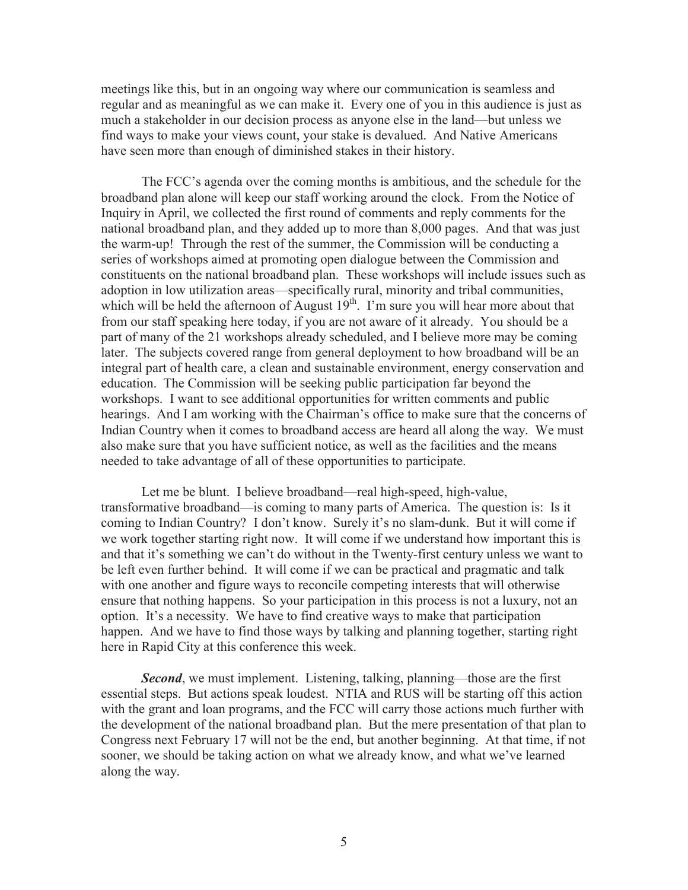meetings like this, but in an ongoing way where our communication is seamless and regular and as meaningful as we can make it. Every one of you in this audience is just as much a stakeholder in our decision process as anyone else in the land—but unless we find ways to make your views count, your stake is devalued. And Native Americans have seen more than enough of diminished stakes in their history.

The FCC's agenda over the coming months is ambitious, and the schedule for the broadband plan alone will keep our staff working around the clock. From the Notice of Inquiry in April, we collected the first round of comments and reply comments for the national broadband plan, and they added up to more than 8,000 pages. And that was just the warm-up! Through the rest of the summer, the Commission will be conducting a series of workshops aimed at promoting open dialogue between the Commission and constituents on the national broadband plan. These workshops will include issues such as adoption in low utilization areas—specifically rural, minority and tribal communities, which will be held the afternoon of August 19th. I'm sure you will hear more about that from our staff speaking here today, if you are not aware of it already. You should be a part of many of the 21 workshops already scheduled, and I believe more may be coming later. The subjects covered range from general deployment to how broadband will be an integral part of health care, a clean and sustainable environment, energy conservation and education. The Commission will be seeking public participation far beyond the workshops. I want to see additional opportunities for written comments and public hearings. And I am working with the Chairman's office to make sure that the concerns of Indian Country when it comes to broadband access are heard all along the way. We must also make sure that you have sufficient notice, as well as the facilities and the means needed to take advantage of all of these opportunities to participate.

Let me be blunt. I believe broadband—real high-speed, high-value, transformative broadband—is coming to many parts of America. The question is: Is it coming to Indian Country? I don't know. Surely it's no slam-dunk. But it will come if we work together starting right now. It will come if we understand how important this is and that it's something we can't do without in the Twenty-first century unless we want to be left even further behind. It will come if we can be practical and pragmatic and talk with one another and figure ways to reconcile competing interests that will otherwise ensure that nothing happens. So your participation in this process is not a luxury, not an option. It's a necessity. We have to find creative ways to make that participation happen. And we have to find those ways by talking and planning together, starting right here in Rapid City at this conference this week.

***Second***, we must implement. Listening, talking, planning—those are the first essential steps. But actions speak loudest. NTIA and RUS will be starting off this action with the grant and loan programs, and the FCC will carry those actions much further with the development of the national broadband plan. But the mere presentation of that plan to Congress next February 17 will not be the end, but another beginning. At that time, if not sooner, we should be taking action on what we already know, and what we've learned along the way.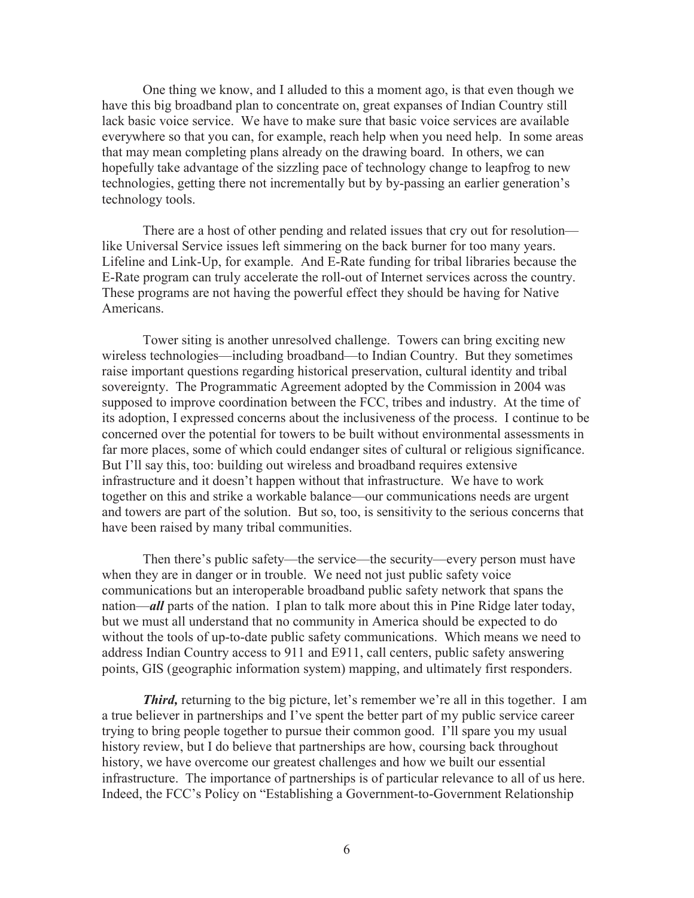One thing we know, and I alluded to this a moment ago, is that even though we have this big broadband plan to concentrate on, great expanses of Indian Country still lack basic voice service. We have to make sure that basic voice services are available everywhere so that you can, for example, reach help when you need help. In some areas that may mean completing plans already on the drawing board. In others, we can hopefully take advantage of the sizzling pace of technology change to leapfrog to new technologies, getting there not incrementally but by by-passing an earlier generation's technology tools.

There are a host of other pending and related issues that cry out for resolution—like Universal Service issues left simmering on the back burner for too many years. Lifeline and Link-Up, for example. And E-Rate funding for tribal libraries because the E-Rate program can truly accelerate the roll-out of Internet services across the country. These programs are not having the powerful effect they should be having for Native Americans.

Tower siting is another unresolved challenge. Towers can bring exciting new wireless technologies—including broadband—to Indian Country. But they sometimes raise important questions regarding historical preservation, cultural identity and tribal sovereignty. The Programmatic Agreement adopted by the Commission in 2004 was supposed to improve coordination between the FCC, tribes and industry. At the time of its adoption, I expressed concerns about the inclusiveness of the process. I continue to be concerned over the potential for towers to be built without environmental assessments in far more places, some of which could endanger sites of cultural or religious significance. But I'll say this, too: building out wireless and broadband requires extensive infrastructure and it doesn't happen without that infrastructure. We have to work together on this and strike a workable balance—our communications needs are urgent and towers are part of the solution. But so, too, is sensitivity to the serious concerns that have been raised by many tribal communities.

Then there's public safety—the service—the security—every person must have when they are in danger or in trouble. We need not just public safety voice communications but an interoperable broadband public safety network that spans the nation—***all*** parts of the nation. I plan to talk more about this in Pine Ridge later today, but we must all understand that no community in America should be expected to do without the tools of up-to-date public safety communications. Which means we need to address Indian Country access to 911 and E911, call centers, public safety answering points, GIS (geographic information system) mapping, and ultimately first responders.

***Third,*** returning to the big picture, let's remember we're all in this together. I am a true believer in partnerships and I've spent the better part of my public service career trying to bring people together to pursue their common good. I'll spare you my usual history review, but I do believe that partnerships are how, coursing back throughout history, we have overcome our greatest challenges and how we built our essential infrastructure. The importance of partnerships is of particular relevance to all of us here. Indeed, the FCC's Policy on "Establishing a Government-to-Government Relationship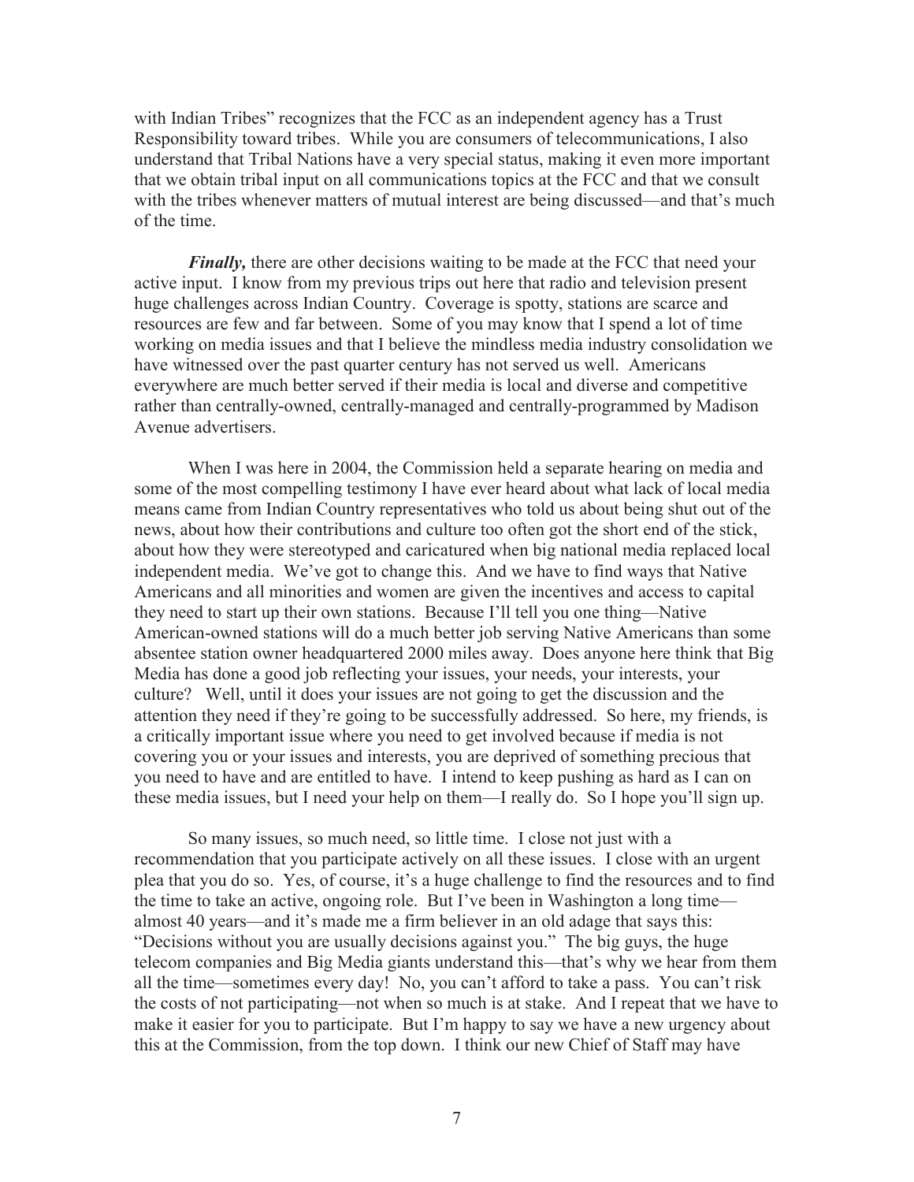with Indian Tribes" recognizes that the FCC as an independent agency has a Trust Responsibility toward tribes. While you are consumers of telecommunications, I also understand that Tribal Nations have a very special status, making it even more important that we obtain tribal input on all communications topics at the FCC and that we consult with the tribes whenever matters of mutual interest are being discussed—and that's much of the time.

***Finally,*** there are other decisions waiting to be made at the FCC that need your active input. I know from my previous trips out here that radio and television present huge challenges across Indian Country. Coverage is spotty, stations are scarce and resources are few and far between. Some of you may know that I spend a lot of time working on media issues and that I believe the mindless media industry consolidation we have witnessed over the past quarter century has not served us well. Americans everywhere are much better served if their media is local and diverse and competitive rather than centrally-owned, centrally-managed and centrally-programmed by Madison Avenue advertisers.

When I was here in 2004, the Commission held a separate hearing on media and some of the most compelling testimony I have ever heard about what lack of local media means came from Indian Country representatives who told us about being shut out of the news, about how their contributions and culture too often got the short end of the stick, about how they were stereotyped and caricatured when big national media replaced local independent media. We've got to change this. And we have to find ways that Native Americans and all minorities and women are given the incentives and access to capital they need to start up their own stations. Because I'll tell you one thing—Native American-owned stations will do a much better job serving Native Americans than some absentee station owner headquartered 2000 miles away. Does anyone here think that Big Media has done a good job reflecting your issues, your needs, your interests, your culture? Well, until it does your issues are not going to get the discussion and the attention they need if they're going to be successfully addressed. So here, my friends, is a critically important issue where you need to get involved because if media is not covering you or your issues and interests, you are deprived of something precious that you need to have and are entitled to have. I intend to keep pushing as hard as I can on these media issues, but I need your help on them—I really do. So I hope you'll sign up.

So many issues, so much need, so little time. I close not just with a recommendation that you participate actively on all these issues. I close with an urgent plea that you do so. Yes, of course, it's a huge challenge to find the resources and to find the time to take an active, ongoing role. But I've been in Washington a long time—almost 40 years—and it's made me a firm believer in an old adage that says this: "Decisions without you are usually decisions against you." The big guys, the huge telecom companies and Big Media giants understand this—that's why we hear from them all the time—sometimes every day! No, you can't afford to take a pass. You can't risk the costs of not participating—not when so much is at stake. And I repeat that we have to make it easier for you to participate. But I'm happy to say we have a new urgency about this at the Commission, from the top down. I think our new Chief of Staff may have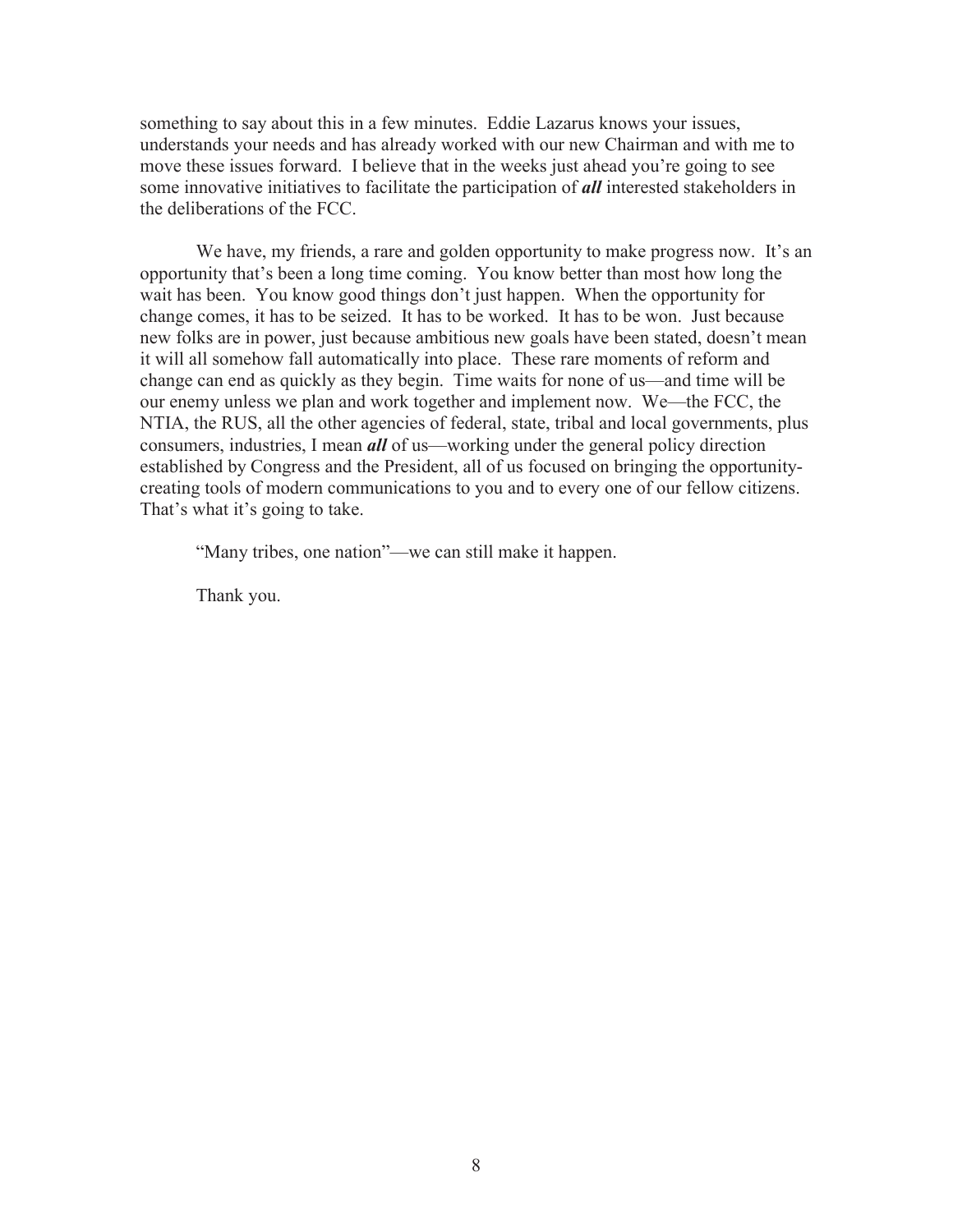something to say about this in a few minutes. Eddie Lazarus knows your issues, understands your needs and has already worked with our new Chairman and with me to move these issues forward. I believe that in the weeks just ahead you're going to see some innovative initiatives to facilitate the participation of ***all*** interested stakeholders in the deliberations of the FCC.

We have, my friends, a rare and golden opportunity to make progress now. It's an opportunity that's been a long time coming. You know better than most how long the wait has been. You know good things don't just happen. When the opportunity for change comes, it has to be seized. It has to be worked. It has to be won. Just because new folks are in power, just because ambitious new goals have been stated, doesn't mean it will all somehow fall automatically into place. These rare moments of reform and change can end as quickly as they begin. Time waits for none of us—and time will be our enemy unless we plan and work together and implement now. We—the FCC, the NTIA, the RUS, all the other agencies of federal, state, tribal and local governments, plus consumers, industries, I mean ***all*** of us—working under the general policy direction established by Congress and the President, all of us focused on bringing the opportunity-creating tools of modern communications to you and to every one of our fellow citizens. That's what it's going to take.

"Many tribes, one nation"—we can still make it happen.

Thank you.